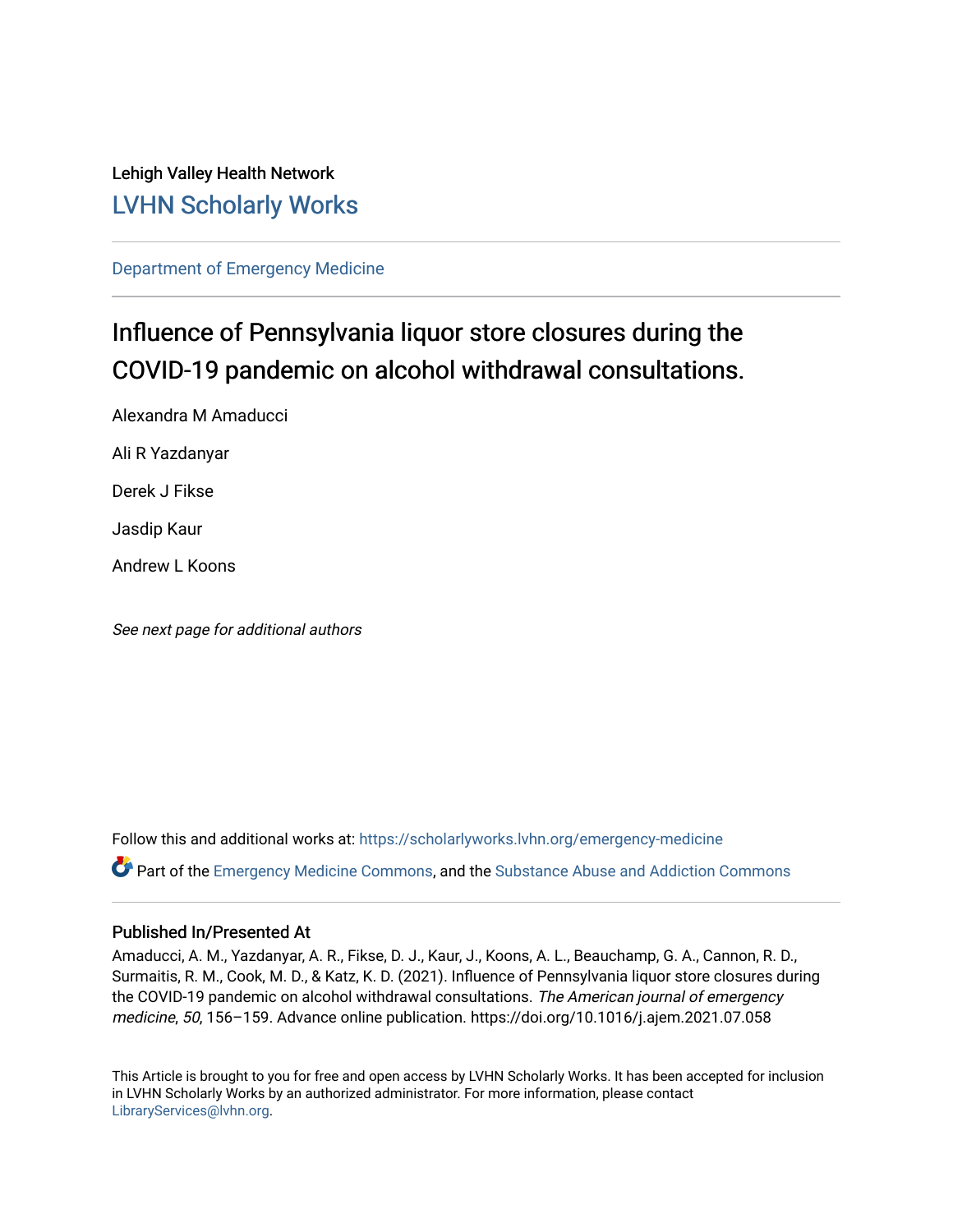Lehigh Valley Health Network

LVHN Scholarly Works

Department of Emergency Medicine

# Influence of Pennsylvania liquor store closures during the COVID-19 pandemic on alcohol withdrawal consultations.

Alexandra M Amaducci

Ali R Yazdanyar

Derek J Fikse

Jasdip Kaur

Andrew L Koons

*See next page for additional authors*

Follow this and additional works at: https://scholarlyworks.lvhn.org/emergency-medicine

Part of the Emergency Medicine Commons, and the Substance Abuse and Addiction Commons

## Published In/Presented At

Amaducci, A. M., Yazdanyar, A. R., Fikse, D. J., Kaur, J., Koons, A. L., Beauchamp, G. A., Cannon, R. D., Surmaitis, R. M., Cook, M. D., & Katz, K. D. (2021). Influence of Pennsylvania liquor store closures during the COVID-19 pandemic on alcohol withdrawal consultations. *The American journal of emergency medicine*, *50*, 156–159. Advance online publication. https://doi.org/10.1016/j.ajem.2021.07.058

This Article is brought to you for free and open access by LVHN Scholarly Works. It has been accepted for inclusion in LVHN Scholarly Works by an authorized administrator. For more information, please contact LibraryServices@lvhn.org.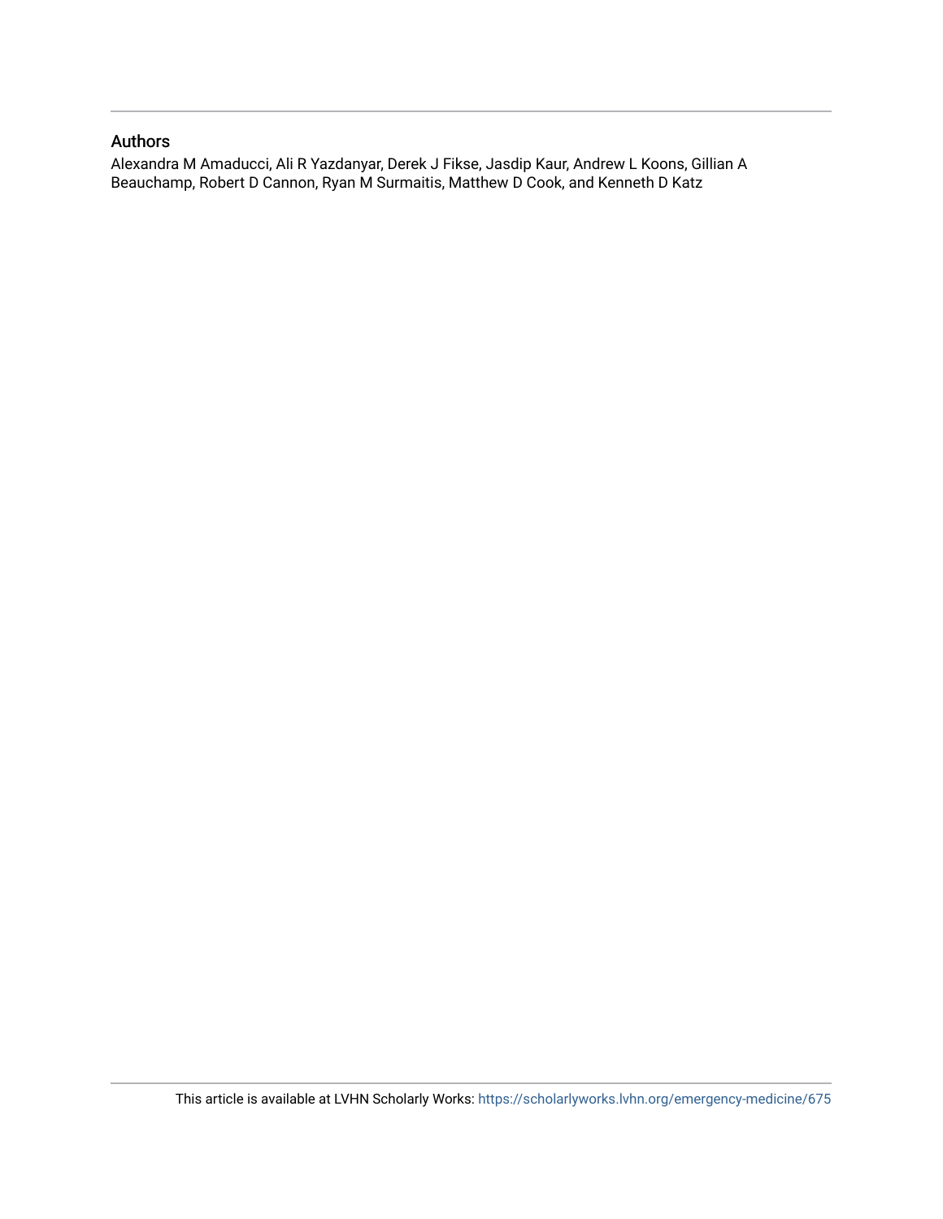## Authors

Alexandra M Amaducci, Ali R Yazdanyar, Derek J Fikse, Jasdip Kaur, Andrew L Koons, Gillian A Beauchamp, Robert D Cannon, Ryan M Surmaitis, Matthew D Cook, and Kenneth D Katz

This article is available at LVHN Scholarly Works: https://scholarlyworks.lvhn.org/emergency-medicine/675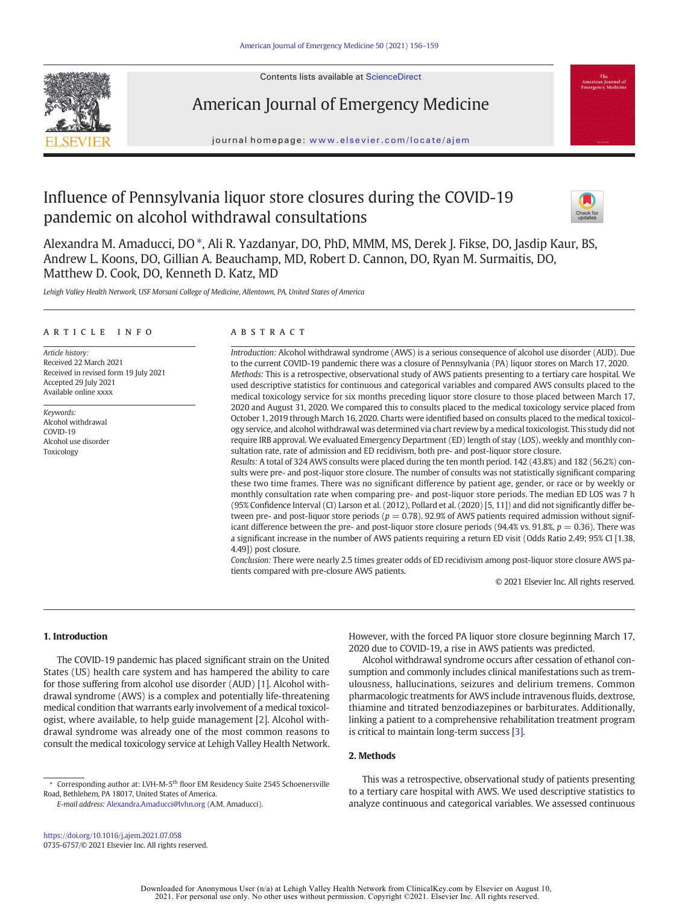# Influence of Pennsylvania liquor store closures during the COVID-19 pandemic on alcohol withdrawal consultations

Alexandra M. Amaducci, DO *, Ali R. Yazdanyar, DO, PhD, MMM, MS, Derek J. Fikse, DO, Jasdip Kaur, BS, Andrew L. Koons, DO, Gillian A. Beauchamp, MD, Robert D. Cannon, DO, Ryan M. Surmaitis, DO, Matthew D. Cook, DO, Kenneth D. Katz, MD

*Lehigh Valley Health Network, USF Morsani College of Medicine, Allentown, PA, United States of America*

## ARTICLE INFO

*Article history:*
Received 22 March 2021
Received in revised form 19 July 2021
Accepted 29 July 2021
Available online xxxx

*Keywords:*
Alcohol withdrawal
COVID-19
Alcohol use disorder
Toxicology

## ABSTRACT

*Introduction:* Alcohol withdrawal syndrome (AWS) is a serious consequence of alcohol use disorder (AUD). Due to the current COVID-19 pandemic there was a closure of Pennsylvania (PA) liquor stores on March 17, 2020.

*Methods:* This is a retrospective, observational study of AWS patients presenting to a tertiary care hospital. We used descriptive statistics for continuous and categorical variables and compared AWS consults placed to the medical toxicology service for six months preceding liquor store closure to those placed between March 17, 2020 and August 31, 2020. We compared this to consults placed to the medical toxicology service placed from October 1, 2019 through March 16, 2020. Charts were identified based on consults placed to the medical toxicology service, and alcohol withdrawal was determined via chart review by a medical toxicologist. This study did not require IRB approval. We evaluated Emergency Department (ED) length of stay (LOS), weekly and monthly consultation rate, rate of admission and ED recidivism, both pre- and post-liquor store closure.

*Results:* A total of 324 AWS consults were placed during the ten month period. 142 (43.8%) and 182 (56.2%) consults were pre- and post-liquor store closure. The number of consults was not statistically significant comparing these two time frames. There was no significant difference by patient age, gender, or race or by weekly or monthly consultation rate when comparing pre- and post-liquor store periods. The median ED LOS was 7 h (95% Confidence Interval (CI) Larson et al. (2012), Pollard et al. (2020) [5, 11]) and did not significantly differ between pre- and post-liquor store periods ($p = 0.78$). 92.9% of AWS patients required admission without significant difference between the pre- and post-liquor store closure periods (94.4% vs. 91.8%, $p = 0.36$). There was a significant increase in the number of AWS patients requiring a return ED visit (Odds Ratio 2.49; 95% CI [1.38, 4.49]) post closure.

*Conclusion:* There were nearly 2.5 times greater odds of ED recidivism among post-liquor store closure AWS patients compared with pre-closure AWS patients.

© 2021 Elsevier Inc. All rights reserved.

## 1. Introduction

The COVID-19 pandemic has placed significant strain on the United States (US) health care system and has hampered the ability to care for those suffering from alcohol use disorder (AUD) [1]. Alcohol withdrawal syndrome (AWS) is a complex and potentially life-threatening medical condition that warrants early involvement of a medical toxicologist, where available, to help guide management [2]. Alcohol withdrawal syndrome was already one of the most common reasons to consult the medical toxicology service at Lehigh Valley Health Network. However, with the forced PA liquor store closure beginning March 17, 2020 due to COVID-19, a rise in AWS patients was predicted.

Alcohol withdrawal syndrome occurs after cessation of ethanol consumption and commonly includes clinical manifestations such as tremulousness, hallucinations, seizures and delirium tremens. Common pharmacologic treatments for AWS include intravenous fluids, dextrose, thiamine and titrated benzodiazepines or barbiturates. Additionally, linking a patient to a comprehensive rehabilitation treatment program is critical to maintain long-term success [3].

## 2. Methods

This was a retrospective, observational study of patients presenting to a tertiary care hospital with AWS. We used descriptive statistics to analyze continuous and categorical variables. We assessed continuous

* Corresponding author at: LVH-M-5th floor EM Residency Suite 2545 Schoenersville Road, Bethlehem, PA 18017, United States of America.
*E-mail address:* Alexandra.Amaducci@lvhn.org (A.M. Amaducci).

https://doi.org/10.1016/j.ajem.2021.07.058
0735-6757/© 2021 Elsevier Inc. All rights reserved.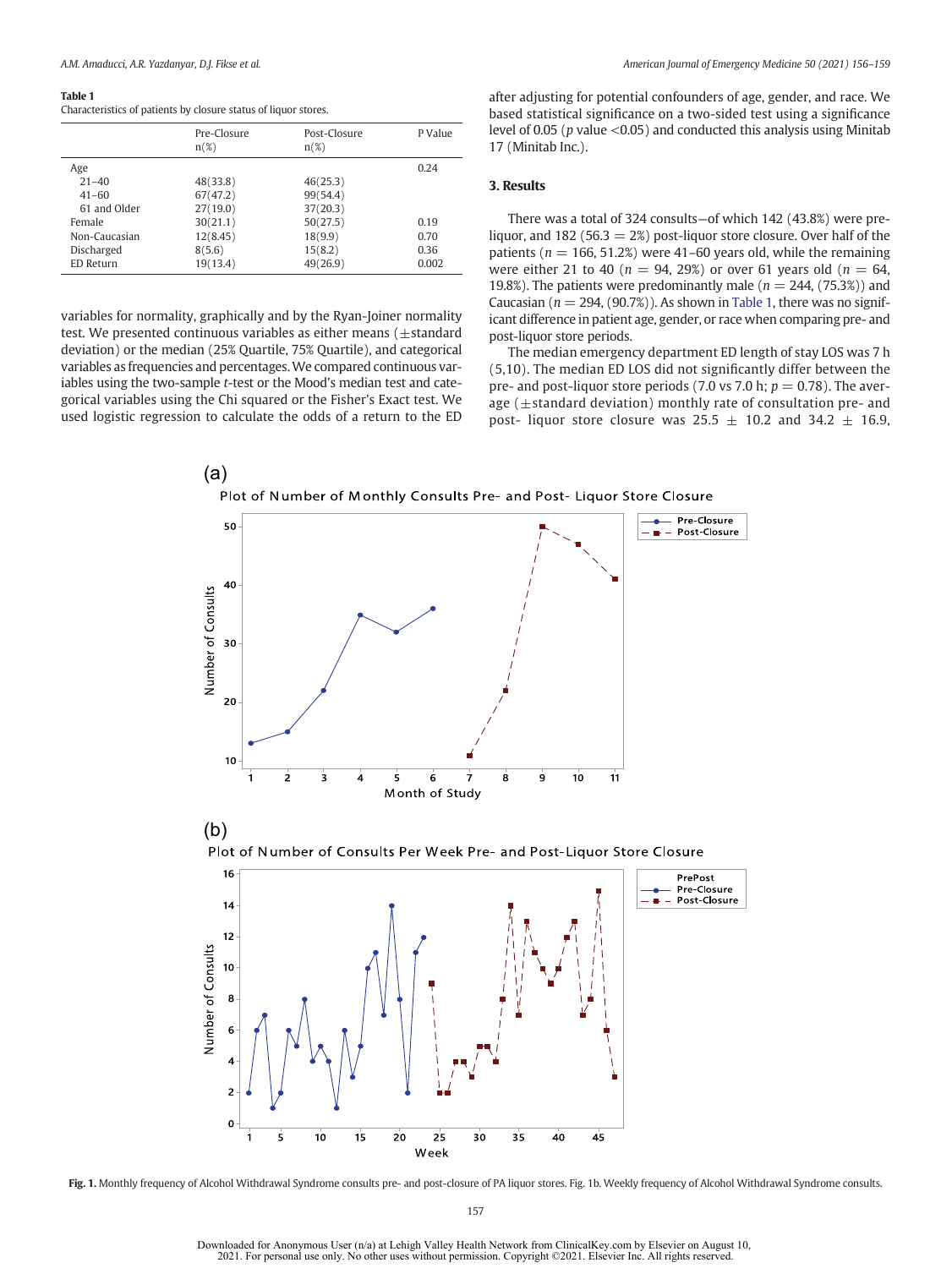**Table 1**
Characteristics of patients by closure status of liquor stores.

| | Pre-Closure n(%) | Post-Closure n(%) | P Value |
|---|---|---|---|
| Age | | | 0.24 |
| 21–40 | 48(33.8) | 46(25.3) | |
| 41–60 | 67(47.2) | 99(54.4) | |
| 61 and Older | 27(19.0) | 37(20.3) | |
| Female | 30(21.1) | 50(27.5) | 0.19 |
| Non-Caucasian | 12(8.45) | 18(9.9) | 0.70 |
| Discharged | 8(5.6) | 15(8.2) | 0.36 |
| ED Return | 19(13.4) | 49(26.9) | 0.002 |

variables for normality, graphically and by the Ryan-Joiner normality test. We presented continuous variables as either means (±standard deviation) or the median (25% Quartile, 75% Quartile), and categorical variables as frequencies and percentages. We compared continuous variables using the two-sample *t*-test or the Mood's median test and categorical variables using the Chi squared or the Fisher's Exact test. We used logistic regression to calculate the odds of a return to the ED after adjusting for potential confounders of age, gender, and race. We based statistical significance on a two-sided test using a significance level of 0.05 ($p$ value <0.05) and conducted this analysis using Minitab 17 (Minitab Inc.).

### 3. Results

There was a total of 324 consults—of which 142 (43.8%) were pre-liquor, and 182 (56.3 = 2%) post-liquor store closure. Over half of the patients ($n$ = 166, 51.2%) were 41–60 years old, while the remaining were either 21 to 40 ($n$ = 94, 29%) or over 61 years old ($n$ = 64, 19.8%). The patients were predominantly male ($n$ = 244, (75.3%)) and Caucasian ($n$ = 294, (90.7%)). As shown in Table 1, there was no significant difference in patient age, gender, or race when comparing pre- and post-liquor store periods.

The median emergency department ED length of stay LOS was 7 h (5,10). The median ED LOS did not significantly differ between the pre- and post-liquor store periods (7.0 vs 7.0 h; $p$ = 0.78). The average (±standard deviation) monthly rate of consultation pre- and post- liquor store closure was 25.5 ± 10.2 and 34.2 ± 16.9,

**Fig. 1.** Monthly frequency of Alcohol Withdrawal Syndrome consults pre- and post-closure of PA liquor stores. Fig. 1b. Weekly frequency of Alcohol Withdrawal Syndrome consults.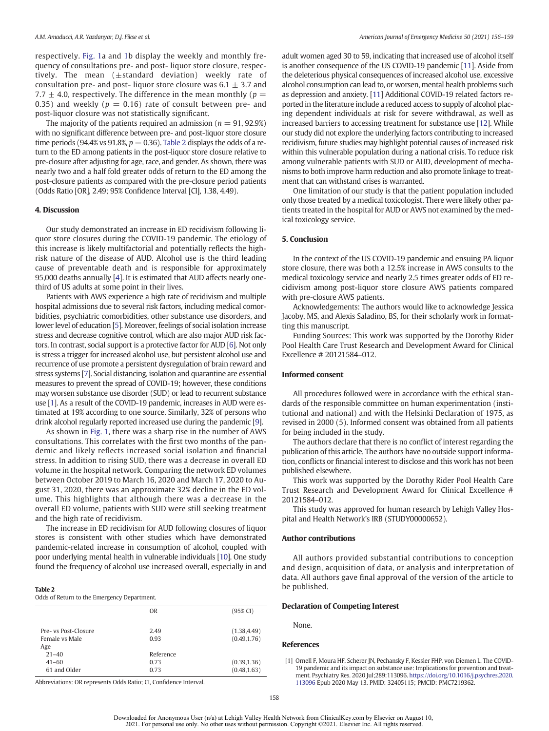respectively. Fig. 1a and 1b display the weekly and monthly frequency of consultations pre- and post- liquor store closure, respectively. The mean (±standard deviation) weekly rate of consultation pre- and post- liquor store closure was $6.1 \pm 3.7$ and $7.7 \pm 4.0$, respectively. The difference in the mean monthly ($p = 0.35$) and weekly ($p = 0.16$) rate of consult between pre- and post-liquor closure was not statistically significant.

The majority of the patients required an admission ($n = 91$, 92.9%) with no significant difference between pre- and post-liquor store closure time periods (94.4% vs 91.8%, $p = 0.36$). Table 2 displays the odds of a return to the ED among patients in the post-liquor store closure relative to pre-closure after adjusting for age, race, and gender. As shown, there was nearly two and a half fold greater odds of return to the ED among the post-closure patients as compared with the pre-closure period patients (Odds Ratio [OR], 2.49; 95% Confidence Interval [CI], 1.38, 4.49).

## 4. Discussion

Our study demonstrated an increase in ED recidivism following liquor store closures during the COVID-19 pandemic. The etiology of this increase is likely multifactorial and potentially reflects the high-risk nature of the disease of AUD. Alcohol use is the third leading cause of preventable death and is responsible for approximately 95,000 deaths annually [4]. It is estimated that AUD affects nearly one-third of US adults at some point in their lives.

Patients with AWS experience a high rate of recidivism and multiple hospital admissions due to several risk factors, including medical comorbidities, psychiatric comorbidities, other substance use disorders, and lower level of education [5]. Moreover, feelings of social isolation increase stress and decrease cognitive control, which are also major AUD risk factors. In contrast, social support is a protective factor for AUD [6]. Not only is stress a trigger for increased alcohol use, but persistent alcohol use and recurrence of use promote a persistent dysregulation of brain reward and stress systems [7]. Social distancing, isolation and quarantine are essential measures to prevent the spread of COVID-19; however, these conditions may worsen substance use disorder (SUD) or lead to recurrent substance use [1]. As a result of the COVID-19 pandemic, increases in AUD were estimated at 19% according to one source. Similarly, 32% of persons who drink alcohol regularly reported increased use during the pandemic [9].

As shown in Fig. 1, there was a sharp rise in the number of AWS consultations. This correlates with the first two months of the pandemic and likely reflects increased social isolation and financial stress. In addition to rising SUD, there was a decrease in overall ED volume in the hospital network. Comparing the network ED volumes between October 2019 to March 16, 2020 and March 17, 2020 to August 31, 2020, there was an approximate 32% decline in the ED volume. This highlights that although there was a decrease in the overall ED volume, patients with SUD were still seeking treatment and the high rate of recidivism.

The increase in ED recidivism for AUD following closures of liquor stores is consistent with other studies which have demonstrated pandemic-related increase in consumption of alcohol, coupled with poor underlying mental health in vulnerable individuals [10]. One study found the frequency of alcohol use increased overall, especially in and adult women aged 30 to 59, indicating that increased use of alcohol itself is another consequence of the US COVID-19 pandemic [11]. Aside from the deleterious physical consequences of increased alcohol use, excessive alcohol consumption can lead to, or worsen, mental health problems such as depression and anxiety. [11] Additional COVID-19 related factors reported in the literature include a reduced access to supply of alcohol placing dependent individuals at risk for severe withdrawal, as well as increased barriers to accessing treatment for substance use [12]. While our study did not explore the underlying factors contributing to increased recidivism, future studies may highlight potential causes of increased risk within this vulnerable population during a national crisis. To reduce risk among vulnerable patients with SUD or AUD, development of mechanisms to both improve harm reduction and also promote linkage to treatment that can withstand crises is warranted.

One limitation of our study is that the patient population included only those treated by a medical toxicologist. There were likely other patients treated in the hospital for AUD or AWS not examined by the medical toxicology service.

**Table 2**
Odds of Return to the Emergency Department.

| | OR | (95% CI) |
|---|---|---|
| Pre- vs Post-Closure | 2.49 | (1.38,4.49) |
| Female vs Male | 0.93 | (0.49,1.76) |
| Age | | |
| 21–40 | Reference | |
| 41–60 | 0.73 | (0.39,1.36) |
| 61 and Older | 0.73 | (0.48,1.63) |

Abbreviations: OR represents Odds Ratio; CI, Confidence Interval.

## 5. Conclusion

In the context of the US COVID-19 pandemic and ensuing PA liquor store closure, there was both a 12.5% increase in AWS consults to the medical toxicology service and nearly 2.5 times greater odds of ED recidivism among post-liquor store closure AWS patients compared with pre-closure AWS patients.

Acknowledgements: The authors would like to acknowledge Jessica Jacoby, MS, and Alexis Saladino, BS, for their scholarly work in formatting this manuscript.

Funding Sources: This work was supported by the Dorothy Rider Pool Health Care Trust Research and Development Award for Clinical Excellence # 20121584–012.

## Informed consent

All procedures followed were in accordance with the ethical standards of the responsible committee on human experimentation (institutional and national) and with the Helsinki Declaration of 1975, as revised in 2000 (5). Informed consent was obtained from all patients for being included in the study.

The authors declare that there is no conflict of interest regarding the publication of this article. The authors have no outside support information, conflicts or financial interest to disclose and this work has not been published elsewhere.

This work was supported by the Dorothy Rider Pool Health Care Trust Research and Development Award for Clinical Excellence # 20121584–012.

This study was approved for human research by Lehigh Valley Hospital and Health Network's IRB (STUDY00000652).

## Author contributions

All authors provided substantial contributions to conception and design, acquisition of data, or analysis and interpretation of data. All authors gave final approval of the version of the article to be published.

## Declaration of Competing Interest

None.

## References

[1] Ornell F, Moura HF, Scherer JN, Pechansky F, Kessler FHP, von Diemen L. The COVID-19 pandemic and its impact on substance use: Implications for prevention and treatment. Psychiatry Res. 2020 Jul;289:113096. https://doi.org/10.1016/j.psychres.2020.113096 Epub 2020 May 13. PMID: 32405115; PMCID: PMC7219362.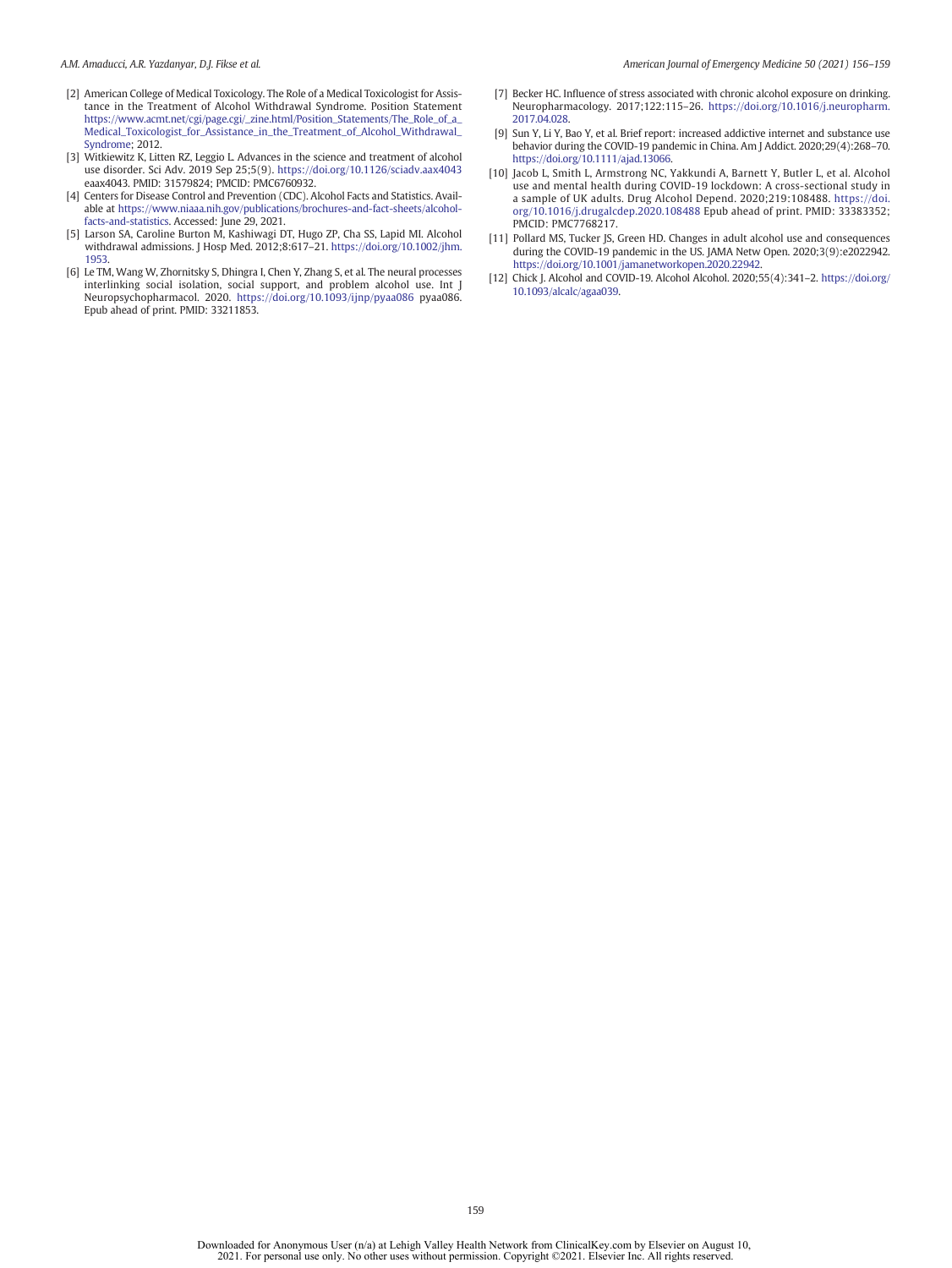[2] American College of Medical Toxicology. The Role of a Medical Toxicologist for Assistance in the Treatment of Alcohol Withdrawal Syndrome. Position Statement https://www.acmt.net/cgi/page.cgi/_zine.html/Position_Statements/The_Role_of_a_Medical_Toxicologist_for_Assistance_in_the_Treatment_of_Alcohol_Withdrawal_Syndrome; 2012.

[3] Witkiewitz K, Litten RZ, Leggio L. Advances in the science and treatment of alcohol use disorder. Sci Adv. 2019 Sep 25;5(9). https://doi.org/10.1126/sciadv.aax4043 eaax4043. PMID: 31579824; PMCID: PMC6760932.

[4] Centers for Disease Control and Prevention (CDC). Alcohol Facts and Statistics. Available at https://www.niaaa.nih.gov/publications/brochures-and-fact-sheets/alcohol-facts-and-statistics. Accessed: June 29, 2021.

[5] Larson SA, Caroline Burton M, Kashiwagi DT, Hugo ZP, Cha SS, Lapid MI. Alcohol withdrawal admissions. J Hosp Med. 2012;8:617–21. https://doi.org/10.1002/jhm.1953.

[6] Le TM, Wang W, Zhornitsky S, Dhingra I, Chen Y, Zhang S, et al. The neural processes interlinking social isolation, social support, and problem alcohol use. Int J Neuropsychopharmacol. 2020. https://doi.org/10.1093/ijnp/pyaa086 pyaa086. Epub ahead of print. PMID: 33211853.

[7] Becker HC. Influence of stress associated with chronic alcohol exposure on drinking. Neuropharmacology. 2017;122:115–26. https://doi.org/10.1016/j.neuropharm.2017.04.028.

[9] Sun Y, Li Y, Bao Y, et al. Brief report: increased addictive internet and substance use behavior during the COVID-19 pandemic in China. Am J Addict. 2020;29(4):268–70. https://doi.org/10.1111/ajad.13066.

[10] Jacob L, Smith L, Armstrong NC, Yakkundi A, Barnett Y, Butler L, et al. Alcohol use and mental health during COVID-19 lockdown: A cross-sectional study in a sample of UK adults. Drug Alcohol Depend. 2020;219:108488. https://doi.org/10.1016/j.drugalcdep.2020.108488 Epub ahead of print. PMID: 33383352; PMCID: PMC7768217.

[11] Pollard MS, Tucker JS, Green HD. Changes in adult alcohol use and consequences during the COVID-19 pandemic in the US. JAMA Netw Open. 2020;3(9):e2022942. https://doi.org/10.1001/jamanetworkopen.2020.22942.

[12] Chick J. Alcohol and COVID-19. Alcohol Alcohol. 2020;55(4):341–2. https://doi.org/10.1093/alcalc/agaa039.

Downloaded for Anonymous User (n/a) at Lehigh Valley Health Network from ClinicalKey.com by Elsevier on August 10, 2021. For personal use only. No other uses without permission. Copyright ©2021. Elsevier Inc. All rights reserved.